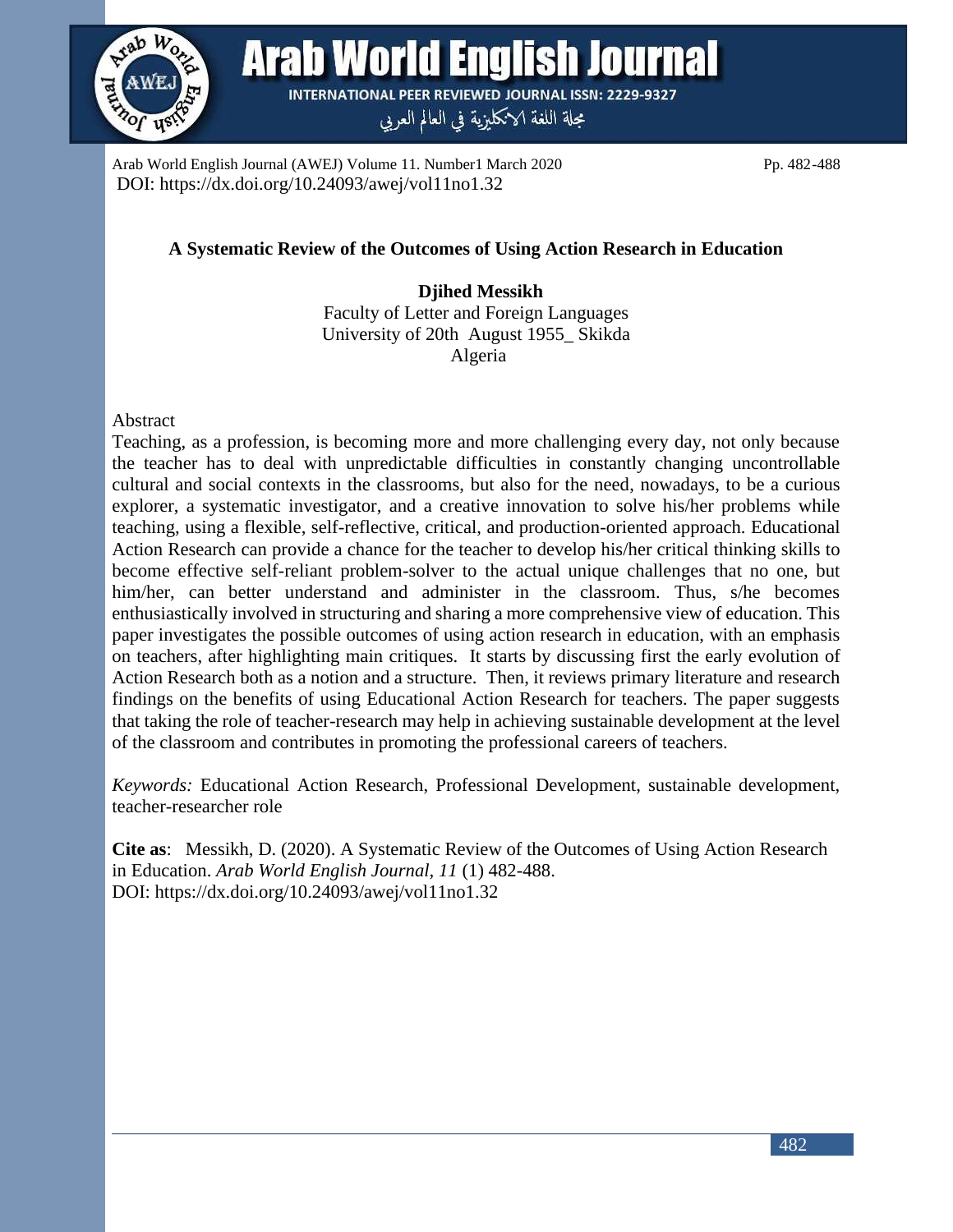Arab World English Journal (AWEJ) Volume 11. Number1 March 2020 Pp. 482-488
DOI: https://dx.doi.org/10.24093/awej/vol11no1.32

# A Systematic Review of the Outcomes of Using Action Research in Education

**Djihed Messikh**
Faculty of Letter and Foreign Languages
University of 20th August 1955_ Skikda
Algeria

## Abstract

Teaching, as a profession, is becoming more and more challenging every day, not only because the teacher has to deal with unpredictable difficulties in constantly changing uncontrollable cultural and social contexts in the classrooms, but also for the need, nowadays, to be a curious explorer, a systematic investigator, and a creative innovation to solve his/her problems while teaching, using a flexible, self-reflective, critical, and production-oriented approach. Educational Action Research can provide a chance for the teacher to develop his/her critical thinking skills to become effective self-reliant problem-solver to the actual unique challenges that no one, but him/her, can better understand and administer in the classroom. Thus, s/he becomes enthusiastically involved in structuring and sharing a more comprehensive view of education. This paper investigates the possible outcomes of using action research in education, with an emphasis on teachers, after highlighting main critiques. It starts by discussing first the early evolution of Action Research both as a notion and a structure. Then, it reviews primary literature and research findings on the benefits of using Educational Action Research for teachers. The paper suggests that taking the role of teacher-research may help in achieving sustainable development at the level of the classroom and contributes in promoting the professional careers of teachers.

*Keywords:* Educational Action Research, Professional Development, sustainable development, teacher-researcher role

**Cite as**: Messikh, D. (2020). A Systematic Review of the Outcomes of Using Action Research in Education. *Arab World English Journal*, *11* (1) 482-488.
DOI: https://dx.doi.org/10.24093/awej/vol11no1.32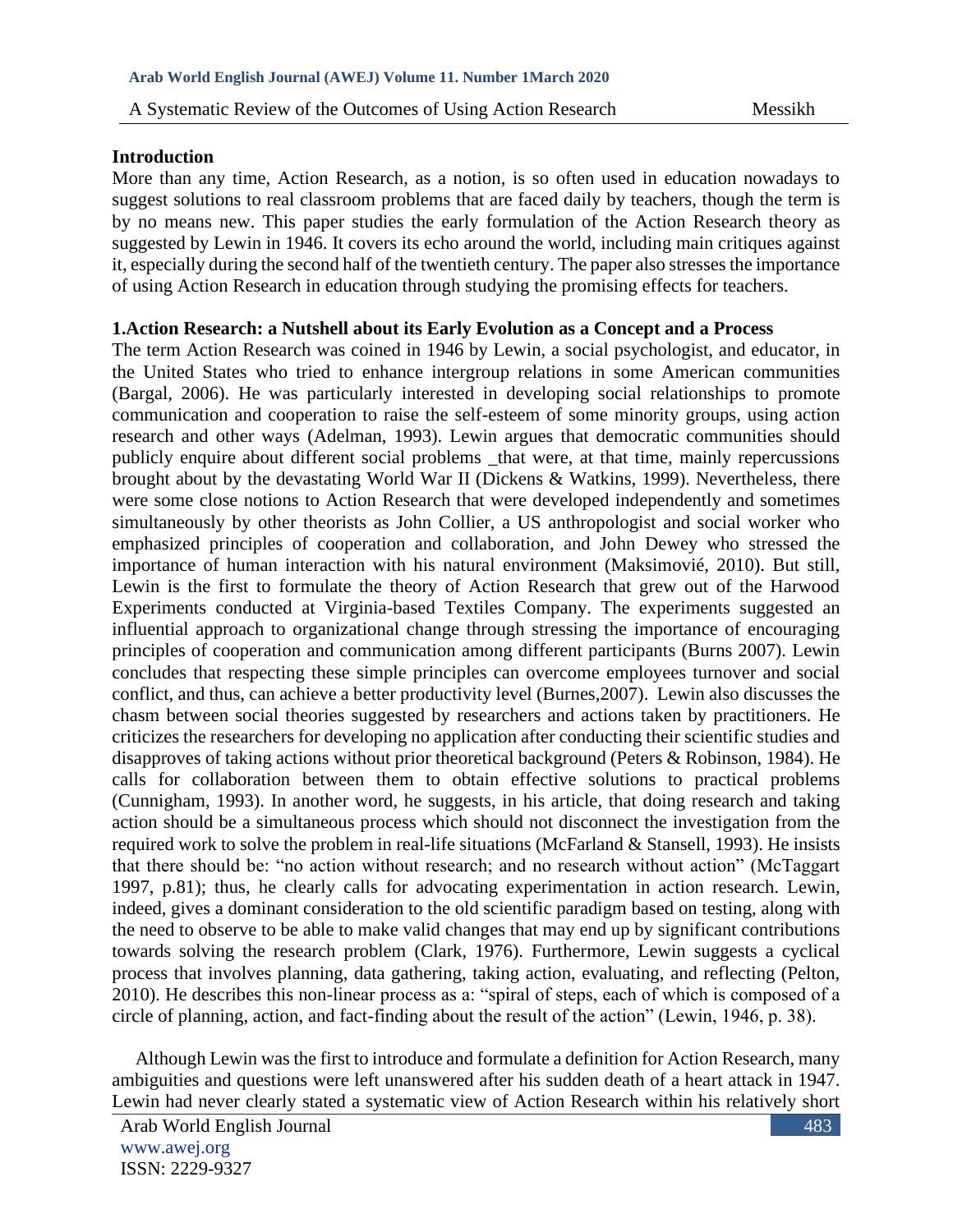## Introduction

More than any time, Action Research, as a notion, is so often used in education nowadays to suggest solutions to real classroom problems that are faced daily by teachers, though the term is by no means new. This paper studies the early formulation of the Action Research theory as suggested by Lewin in 1946. It covers its echo around the world, including main critiques against it, especially during the second half of the twentieth century. The paper also stresses the importance of using Action Research in education through studying the promising effects for teachers.

## 1.Action Research: a Nutshell about its Early Evolution as a Concept and a Process

The term Action Research was coined in 1946 by Lewin, a social psychologist, and educator, in the United States who tried to enhance intergroup relations in some American communities (Bargal, 2006). He was particularly interested in developing social relationships to promote communication and cooperation to raise the self-esteem of some minority groups, using action research and other ways (Adelman, 1993). Lewin argues that democratic communities should publicly enquire about different social problems _that were, at that time, mainly repercussions brought about by the devastating World War II (Dickens & Watkins, 1999). Nevertheless, there were some close notions to Action Research that were developed independently and sometimes simultaneously by other theorists as John Collier, a US anthropologist and social worker who emphasized principles of cooperation and collaboration, and John Dewey who stressed the importance of human interaction with his natural environment (Maksimović, 2010). But still, Lewin is the first to formulate the theory of Action Research that grew out of the Harwood Experiments conducted at Virginia-based Textiles Company. The experiments suggested an influential approach to organizational change through stressing the importance of encouraging principles of cooperation and communication among different participants (Burns 2007). Lewin concludes that respecting these simple principles can overcome employees turnover and social conflict, and thus, can achieve a better productivity level (Burnes,2007). Lewin also discusses the chasm between social theories suggested by researchers and actions taken by practitioners. He criticizes the researchers for developing no application after conducting their scientific studies and disapproves of taking actions without prior theoretical background (Peters & Robinson, 1984). He calls for collaboration between them to obtain effective solutions to practical problems (Cunnigham, 1993). In another word, he suggests, in his article, that doing research and taking action should be a simultaneous process which should not disconnect the investigation from the required work to solve the problem in real-life situations (McFarland & Stansell, 1993). He insists that there should be: "no action without research; and no research without action" (McTaggart 1997, p.81); thus, he clearly calls for advocating experimentation in action research. Lewin, indeed, gives a dominant consideration to the old scientific paradigm based on testing, along with the need to observe to be able to make valid changes that may end up by significant contributions towards solving the research problem (Clark, 1976). Furthermore, Lewin suggests a cyclical process that involves planning, data gathering, taking action, evaluating, and reflecting (Pelton, 2010). He describes this non-linear process as a: "spiral of steps, each of which is composed of a circle of planning, action, and fact-finding about the result of the action" (Lewin, 1946, p. 38).

Although Lewin was the first to introduce and formulate a definition for Action Research, many ambiguities and questions were left unanswered after his sudden death of a heart attack in 1947. Lewin had never clearly stated a systematic view of Action Research within his relatively short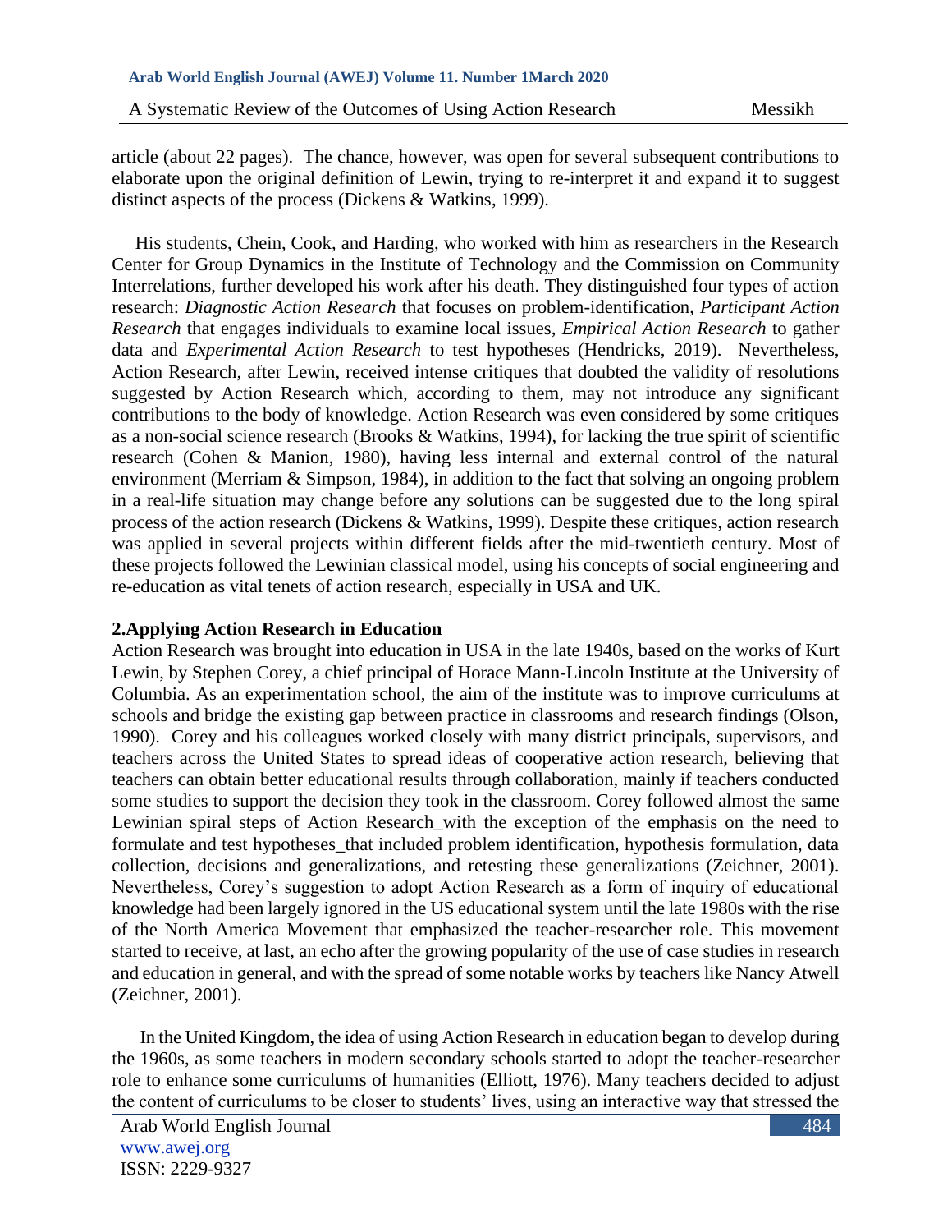article (about 22 pages). The chance, however, was open for several subsequent contributions to elaborate upon the original definition of Lewin, trying to re-interpret it and expand it to suggest distinct aspects of the process (Dickens & Watkins, 1999).

His students, Chein, Cook, and Harding, who worked with him as researchers in the Research Center for Group Dynamics in the Institute of Technology and the Commission on Community Interrelations, further developed his work after his death. They distinguished four types of action research: *Diagnostic Action Research* that focuses on problem-identification, *Participant Action Research* that engages individuals to examine local issues, *Empirical Action Research* to gather data and *Experimental Action Research* to test hypotheses (Hendricks, 2019). Nevertheless, Action Research, after Lewin, received intense critiques that doubted the validity of resolutions suggested by Action Research which, according to them, may not introduce any significant contributions to the body of knowledge. Action Research was even considered by some critiques as a non-social science research (Brooks & Watkins, 1994), for lacking the true spirit of scientific research (Cohen & Manion, 1980), having less internal and external control of the natural environment (Merriam & Simpson, 1984), in addition to the fact that solving an ongoing problem in a real-life situation may change before any solutions can be suggested due to the long spiral process of the action research (Dickens & Watkins, 1999). Despite these critiques, action research was applied in several projects within different fields after the mid-twentieth century. Most of these projects followed the Lewinian classical model, using his concepts of social engineering and re-education as vital tenets of action research, especially in USA and UK.

## 2.Applying Action Research in Education

Action Research was brought into education in USA in the late 1940s, based on the works of Kurt Lewin, by Stephen Corey, a chief principal of Horace Mann-Lincoln Institute at the University of Columbia. As an experimentation school, the aim of the institute was to improve curriculums at schools and bridge the existing gap between practice in classrooms and research findings (Olson, 1990). Corey and his colleagues worked closely with many district principals, supervisors, and teachers across the United States to spread ideas of cooperative action research, believing that teachers can obtain better educational results through collaboration, mainly if teachers conducted some studies to support the decision they took in the classroom. Corey followed almost the same Lewinian spiral steps of Action Research_with the exception of the emphasis on the need to formulate and test hypotheses_that included problem identification, hypothesis formulation, data collection, decisions and generalizations, and retesting these generalizations (Zeichner, 2001). Nevertheless, Corey's suggestion to adopt Action Research as a form of inquiry of educational knowledge had been largely ignored in the US educational system until the late 1980s with the rise of the North America Movement that emphasized the teacher-researcher role. This movement started to receive, at last, an echo after the growing popularity of the use of case studies in research and education in general, and with the spread of some notable works by teachers like Nancy Atwell (Zeichner, 2001).

In the United Kingdom, the idea of using Action Research in education began to develop during the 1960s, as some teachers in modern secondary schools started to adopt the teacher-researcher role to enhance some curriculums of humanities (Elliott, 1976). Many teachers decided to adjust the content of curriculums to be closer to students' lives, using an interactive way that stressed the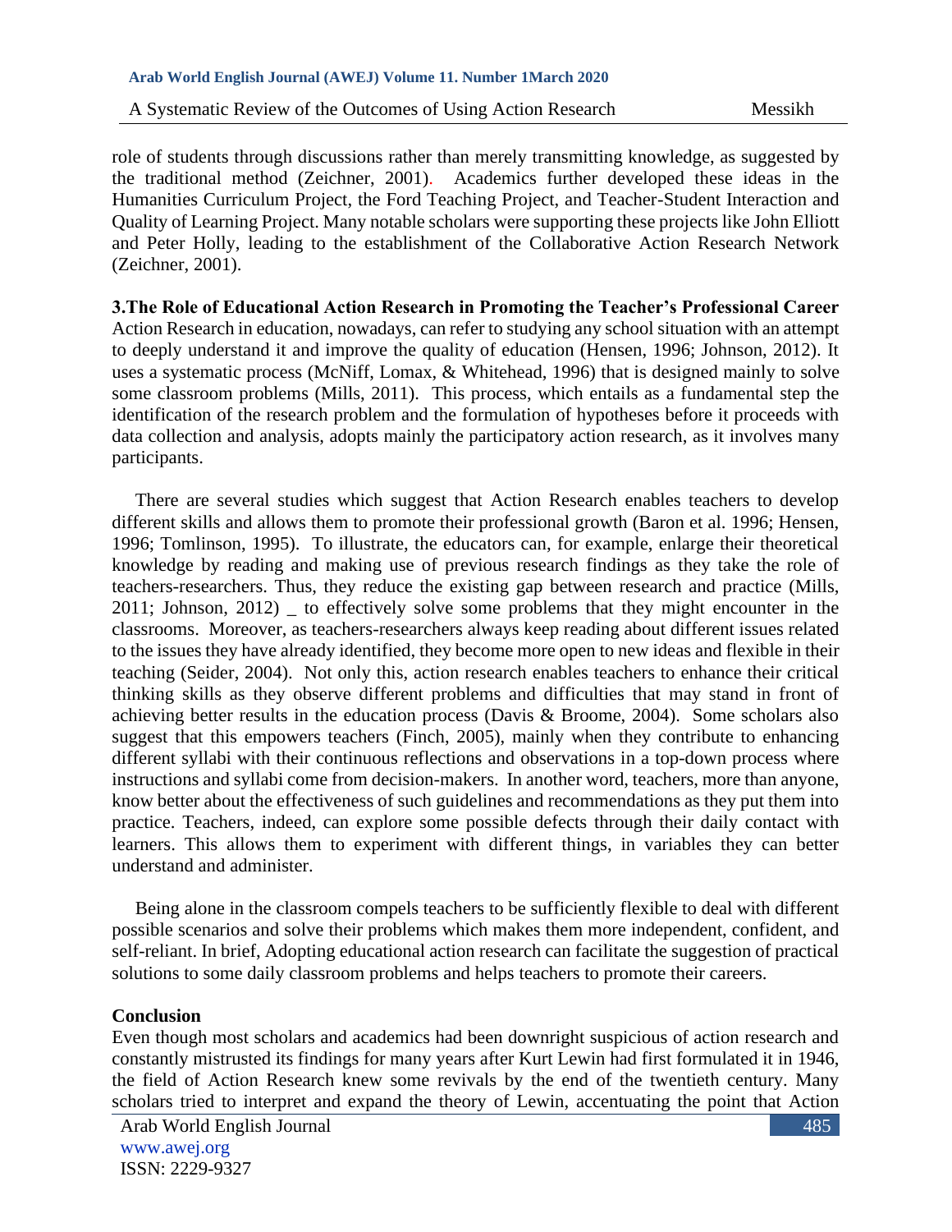role of students through discussions rather than merely transmitting knowledge, as suggested by the traditional method (Zeichner, 2001). Academics further developed these ideas in the Humanities Curriculum Project, the Ford Teaching Project, and Teacher-Student Interaction and Quality of Learning Project. Many notable scholars were supporting these projects like John Elliott and Peter Holly, leading to the establishment of the Collaborative Action Research Network (Zeichner, 2001).

## 3.The Role of Educational Action Research in Promoting the Teacher's Professional Career

Action Research in education, nowadays, can refer to studying any school situation with an attempt to deeply understand it and improve the quality of education (Hensen, 1996; Johnson, 2012). It uses a systematic process (McNiff, Lomax, & Whitehead, 1996) that is designed mainly to solve some classroom problems (Mills, 2011). This process, which entails as a fundamental step the identification of the research problem and the formulation of hypotheses before it proceeds with data collection and analysis, adopts mainly the participatory action research, as it involves many participants.

There are several studies which suggest that Action Research enables teachers to develop different skills and allows them to promote their professional growth (Baron et al. 1996; Hensen, 1996; Tomlinson, 1995). To illustrate, the educators can, for example, enlarge their theoretical knowledge by reading and making use of previous research findings as they take the role of teachers-researchers. Thus, they reduce the existing gap between research and practice (Mills, 2011; Johnson, 2012) _ to effectively solve some problems that they might encounter in the classrooms. Moreover, as teachers-researchers always keep reading about different issues related to the issues they have already identified, they become more open to new ideas and flexible in their teaching (Seider, 2004). Not only this, action research enables teachers to enhance their critical thinking skills as they observe different problems and difficulties that may stand in front of achieving better results in the education process (Davis & Broome, 2004). Some scholars also suggest that this empowers teachers (Finch, 2005), mainly when they contribute to enhancing different syllabi with their continuous reflections and observations in a top-down process where instructions and syllabi come from decision-makers. In another word, teachers, more than anyone, know better about the effectiveness of such guidelines and recommendations as they put them into practice. Teachers, indeed, can explore some possible defects through their daily contact with learners. This allows them to experiment with different things, in variables they can better understand and administer.

Being alone in the classroom compels teachers to be sufficiently flexible to deal with different possible scenarios and solve their problems which makes them more independent, confident, and self-reliant. In brief, Adopting educational action research can facilitate the suggestion of practical solutions to some daily classroom problems and helps teachers to promote their careers.

## Conclusion

Even though most scholars and academics had been downright suspicious of action research and constantly mistrusted its findings for many years after Kurt Lewin had first formulated it in 1946, the field of Action Research knew some revivals by the end of the twentieth century. Many scholars tried to interpret and expand the theory of Lewin, accentuating the point that Action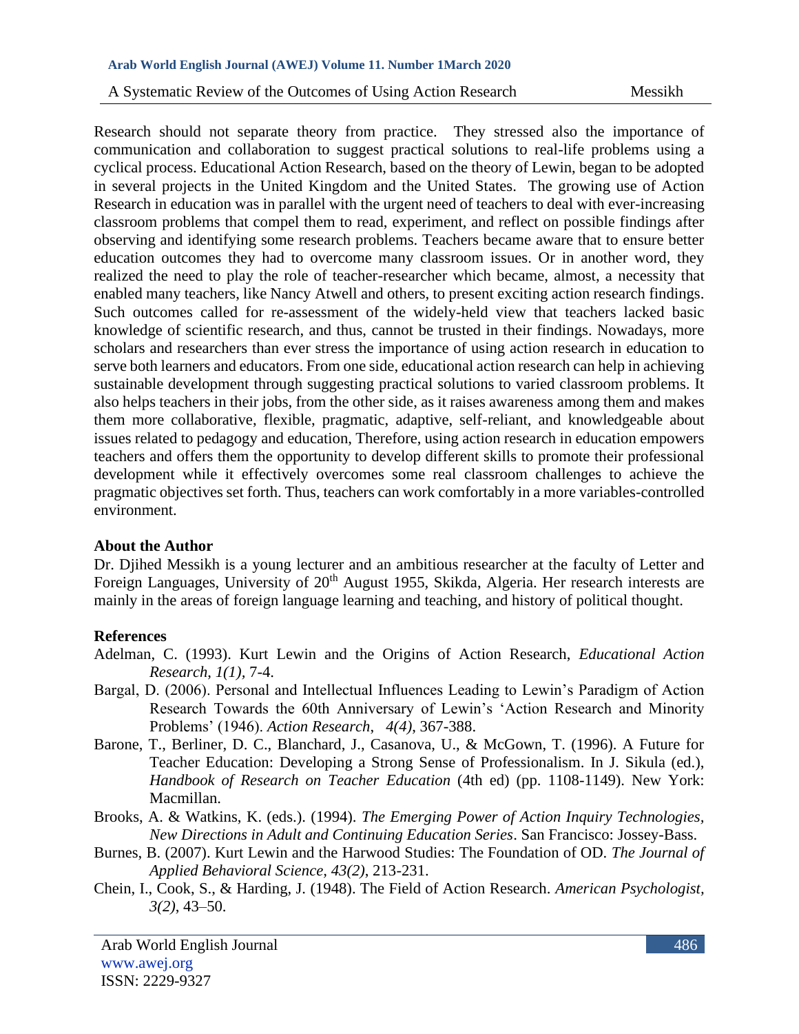Research should not separate theory from practice. They stressed also the importance of communication and collaboration to suggest practical solutions to real-life problems using a cyclical process. Educational Action Research, based on the theory of Lewin, began to be adopted in several projects in the United Kingdom and the United States. The growing use of Action Research in education was in parallel with the urgent need of teachers to deal with ever-increasing classroom problems that compel them to read, experiment, and reflect on possible findings after observing and identifying some research problems. Teachers became aware that to ensure better education outcomes they had to overcome many classroom issues. Or in another word, they realized the need to play the role of teacher-researcher which became, almost, a necessity that enabled many teachers, like Nancy Atwell and others, to present exciting action research findings. Such outcomes called for re-assessment of the widely-held view that teachers lacked basic knowledge of scientific research, and thus, cannot be trusted in their findings. Nowadays, more scholars and researchers than ever stress the importance of using action research in education to serve both learners and educators. From one side, educational action research can help in achieving sustainable development through suggesting practical solutions to varied classroom problems. It also helps teachers in their jobs, from the other side, as it raises awareness among them and makes them more collaborative, flexible, pragmatic, adaptive, self-reliant, and knowledgeable about issues related to pedagogy and education, Therefore, using action research in education empowers teachers and offers them the opportunity to develop different skills to promote their professional development while it effectively overcomes some real classroom challenges to achieve the pragmatic objectives set forth. Thus, teachers can work comfortably in a more variables-controlled environment.

## About the Author

Dr. Djihed Messikh is a young lecturer and an ambitious researcher at the faculty of Letter and Foreign Languages, University of 20th August 1955, Skikda, Algeria. Her research interests are mainly in the areas of foreign language learning and teaching, and history of political thought.

## References

Adelman, C. (1993). Kurt Lewin and the Origins of Action Research, *Educational Action Research*, *1(1)*, 7-4.

Bargal, D. (2006). Personal and Intellectual Influences Leading to Lewin's Paradigm of Action Research Towards the 60th Anniversary of Lewin's 'Action Research and Minority Problems' (1946). *Action Research*, *4(4)*, 367-388.

Barone, T., Berliner, D. C., Blanchard, J., Casanova, U., & McGown, T. (1996). A Future for Teacher Education: Developing a Strong Sense of Professionalism. In J. Sikula (ed.), *Handbook of Research on Teacher Education* (4th ed) (pp. 1108-1149). New York: Macmillan.

Brooks, A. & Watkins, K. (eds.). (1994). *The Emerging Power of Action Inquiry Technologies, New Directions in Adult and Continuing Education Series*. San Francisco: Jossey-Bass.

Burnes, B. (2007). Kurt Lewin and the Harwood Studies: The Foundation of OD. *The Journal of Applied Behavioral Science, 43(2)*, 213-231.

Chein, I., Cook, S., & Harding, J. (1948). The Field of Action Research. *American Psychologist, 3(2)*, 43–50.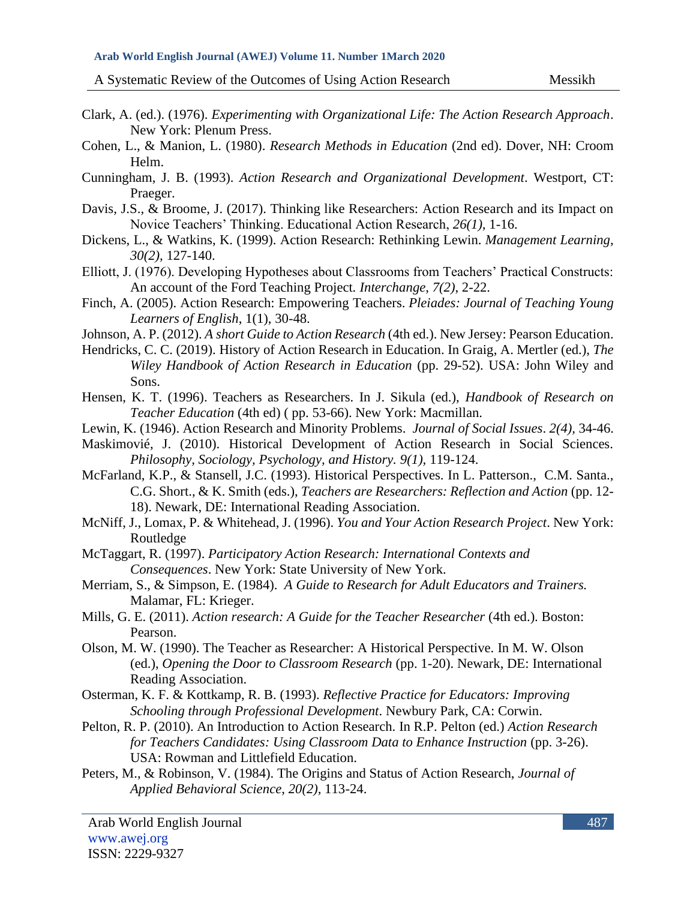Clark, A. (ed.). (1976). *Experimenting with Organizational Life: The Action Research Approach*. New York: Plenum Press.

Cohen, L., & Manion, L. (1980). *Research Methods in Education* (2nd ed). Dover, NH: Croom Helm.

Cunningham, J. B. (1993). *Action Research and Organizational Development*. Westport, CT: Praeger.

Davis, J.S., & Broome, J. (2017). Thinking like Researchers: Action Research and its Impact on Novice Teachers' Thinking. Educational Action Research, *26(1),* 1-16.

Dickens, L., & Watkins, K. (1999). Action Research: Rethinking Lewin. *Management Learning*, *30(2),* 127-140.

Elliott, J. (1976). Developing Hypotheses about Classrooms from Teachers' Practical Constructs: An account of the Ford Teaching Project. *Interchange*, *7(2)*, 2-22.

Finch, A. (2005). Action Research: Empowering Teachers. *Pleiades: Journal of Teaching Young Learners of English*, 1(1), 30-48.

Johnson, A. P. (2012). *A short Guide to Action Research* (4th ed.). New Jersey: Pearson Education.

Hendricks, C. C. (2019). History of Action Research in Education. In Graig, A. Mertler (ed.), *The Wiley Handbook of Action Research in Education* (pp. 29-52). USA: John Wiley and Sons.

Hensen, K. T. (1996). Teachers as Researchers. In J. Sikula (ed.), *Handbook of Research on Teacher Education* (4th ed) ( pp. 53-66). New York: Macmillan.

Lewin, K. (1946). Action Research and Minority Problems. *Journal of Social Issues*. *2(4),* 34-46.

Maskimovié, J. (2010). Historical Development of Action Research in Social Sciences. *Philosophy, Sociology, Psychology, and History. 9(1),* 119-124.

McFarland, K.P., & Stansell, J.C. (1993). Historical Perspectives. In L. Patterson., C.M. Santa., C.G. Short., & K. Smith (eds.), *Teachers are Researchers: Reflection and Action* (pp. 12-18). Newark, DE: International Reading Association.

McNiff, J., Lomax, P. & Whitehead, J. (1996). *You and Your Action Research Project*. New York: Routledge

McTaggart, R. (1997). *Participatory Action Research: International Contexts and Consequences*. New York: State University of New York.

Merriam, S., & Simpson, E. (1984). *A Guide to Research for Adult Educators and Trainers.* Malamar, FL: Krieger.

Mills, G. E. (2011). *Action research: A Guide for the Teacher Researcher* (4th ed.). Boston: Pearson.

Olson, M. W. (1990). The Teacher as Researcher: A Historical Perspective. In M. W. Olson (ed.), *Opening the Door to Classroom Research* (pp. 1-20). Newark, DE: International Reading Association.

Osterman, K. F. & Kottkamp, R. B. (1993). *Reflective Practice for Educators: Improving Schooling through Professional Development*. Newbury Park, CA: Corwin.

Pelton, R. P. (2010). An Introduction to Action Research. In R.P. Pelton (ed.) *Action Research for Teachers Candidates: Using Classroom Data to Enhance Instruction* (pp. 3-26). USA: Rowman and Littlefield Education.

Peters, M., & Robinson, V. (1984). The Origins and Status of Action Research, *Journal of Applied Behavioral Science*, *20(2),* 113-24.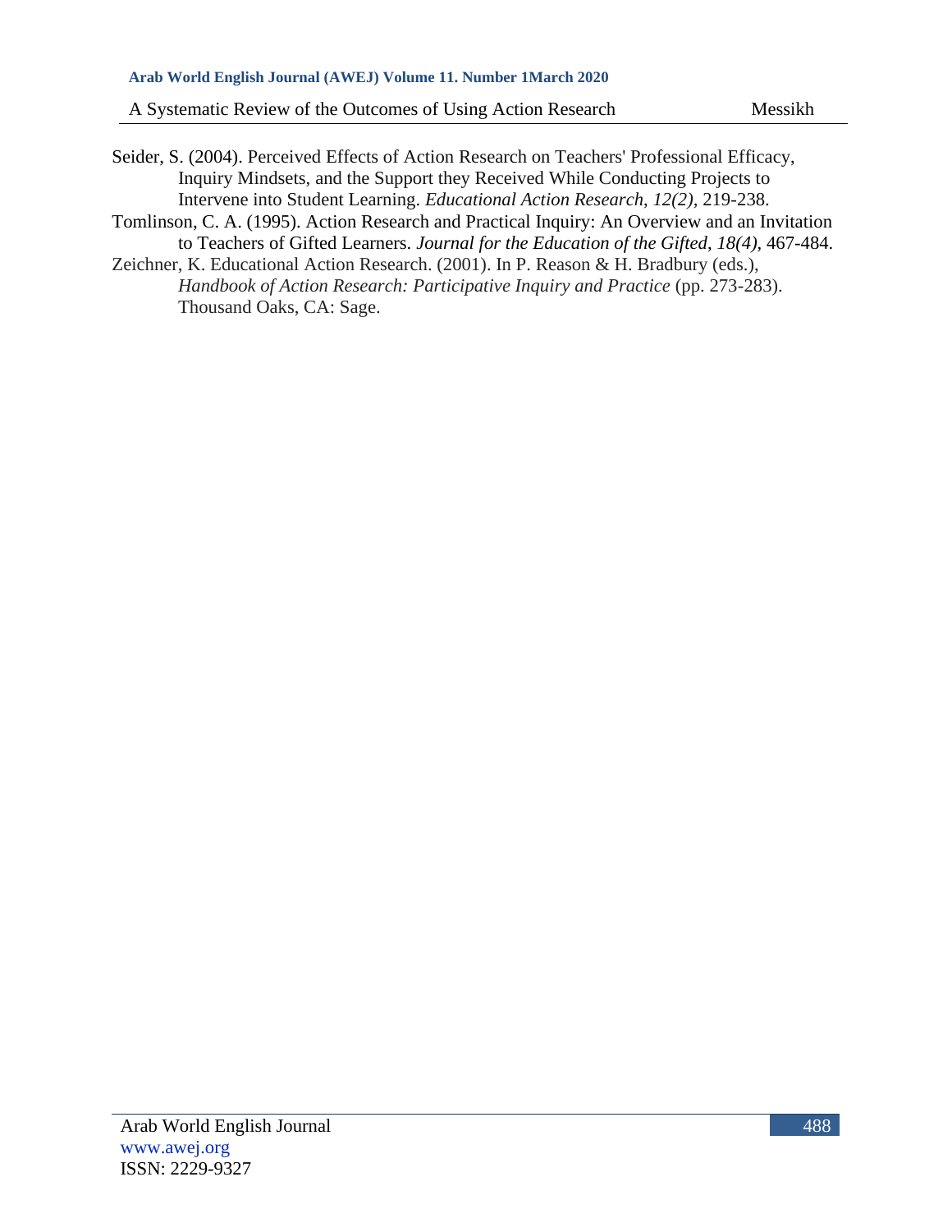Seider, S. (2004). Perceived Effects of Action Research on Teachers' Professional Efficacy, Inquiry Mindsets, and the Support they Received While Conducting Projects to Intervene into Student Learning. *Educational Action Research*, *12(2)*, 219-238.

Tomlinson, C. A. (1995). Action Research and Practical Inquiry: An Overview and an Invitation to Teachers of Gifted Learners. *Journal for the Education of the Gifted*, *18(4)*, 467-484.

Zeichner, K. Educational Action Research. (2001). In P. Reason & H. Bradbury (eds.), *Handbook of Action Research: Participative Inquiry and Practice* (pp. 273-283). Thousand Oaks, CA: Sage.